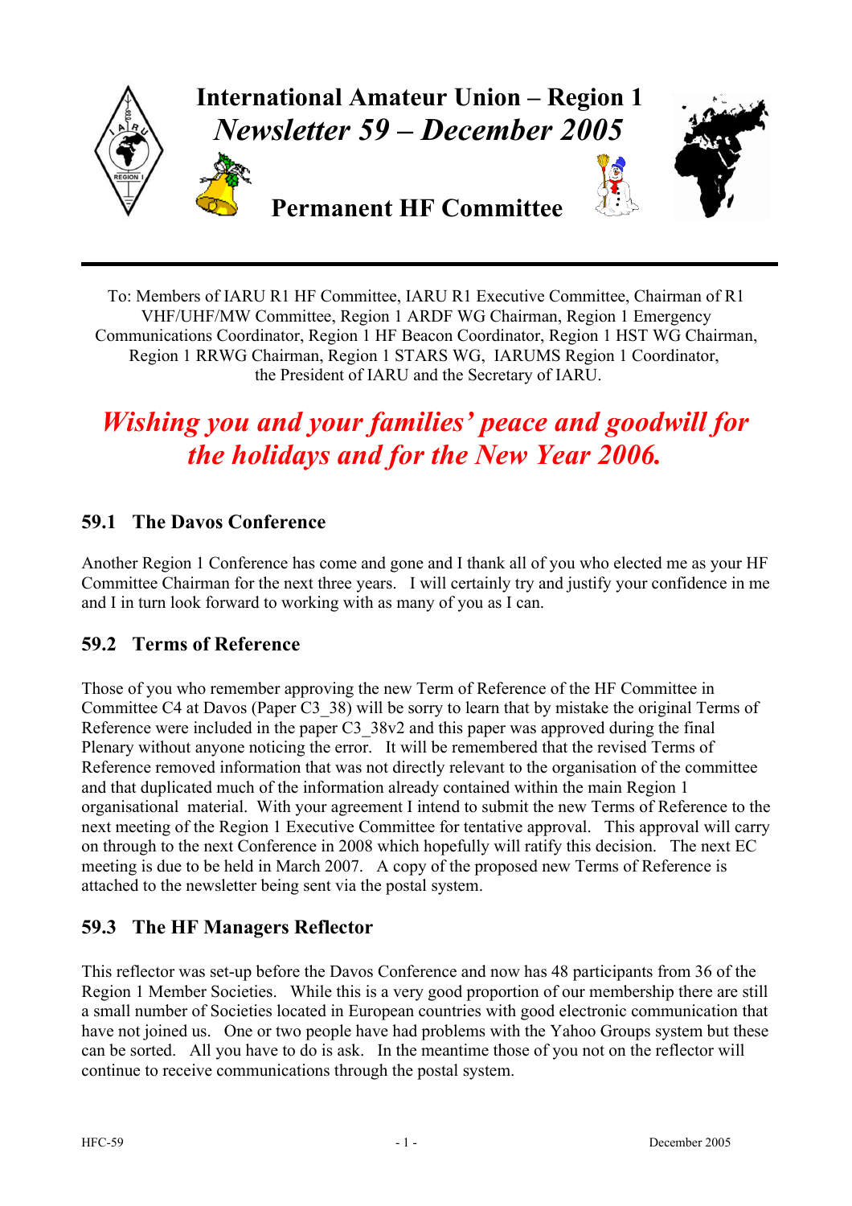# International Amateur Union – Region 1

## *Newsletter 59 – December 2005*

## Permanent HF Committee

To: Members of IARU R1 HF Committee, IARU R1 Executive Committee, Chairman of R1 VHF/UHF/MW Committee, Region 1 ARDF WG Chairman, Region 1 Emergency Communications Coordinator, Region 1 HF Beacon Coordinator, Region 1 HST WG Chairman, Region 1 RRWG Chairman, Region 1 STARS WG, IARUMS Region 1 Coordinator, the President of IARU and the Secretary of IARU.

***Wishing you and your families' peace and goodwill for the holidays and for the New Year 2006.***

### 59.1 The Davos Conference

Another Region 1 Conference has come and gone and I thank all of you who elected me as your HF Committee Chairman for the next three years. I will certainly try and justify your confidence in me and I in turn look forward to working with as many of you as I can.

### 59.2 Terms of Reference

Those of you who remember approving the new Term of Reference of the HF Committee in Committee C4 at Davos (Paper C3_38) will be sorry to learn that by mistake the original Terms of Reference were included in the paper C3_38v2 and this paper was approved during the final Plenary without anyone noticing the error. It will be remembered that the revised Terms of Reference removed information that was not directly relevant to the organisation of the committee and that duplicated much of the information already contained within the main Region 1 organisational material. With your agreement I intend to submit the new Terms of Reference to the next meeting of the Region 1 Executive Committee for tentative approval. This approval will carry on through to the next Conference in 2008 which hopefully will ratify this decision. The next EC meeting is due to be held in March 2007. A copy of the proposed new Terms of Reference is attached to the newsletter being sent via the postal system.

### 59.3 The HF Managers Reflector

This reflector was set-up before the Davos Conference and now has 48 participants from 36 of the Region 1 Member Societies. While this is a very good proportion of our membership there are still a small number of Societies located in European countries with good electronic communication that have not joined us. One or two people have had problems with the Yahoo Groups system but these can be sorted. All you have to do is ask. In the meantime those of you not on the reflector will continue to receive communications through the postal system.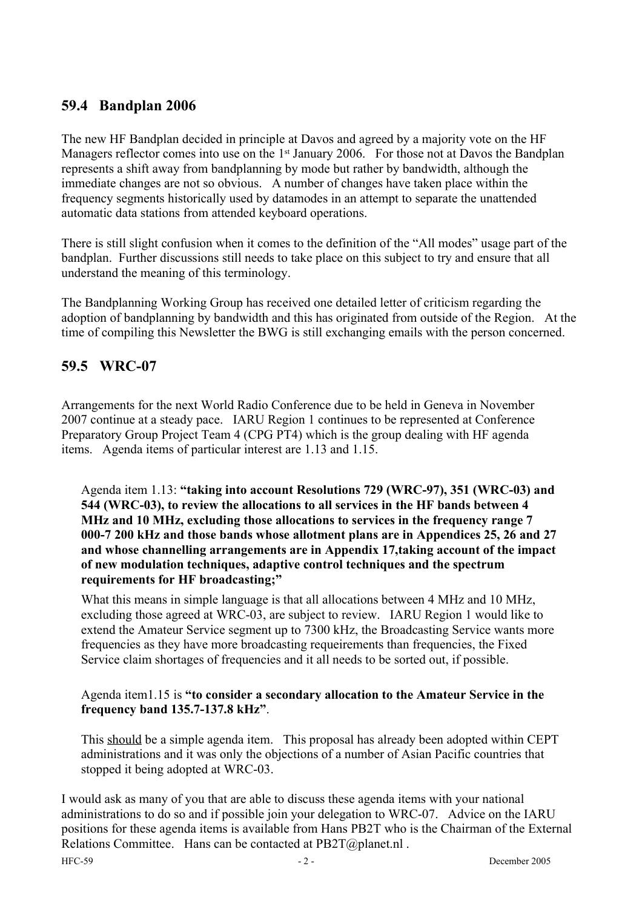## 59.4 Bandplan 2006

The new HF Bandplan decided in principle at Davos and agreed by a majority vote on the HF Managers reflector comes into use on the 1st January 2006. For those not at Davos the Bandplan represents a shift away from bandplanning by mode but rather by bandwidth, although the immediate changes are not so obvious. A number of changes have taken place within the frequency segments historically used by datamodes in an attempt to separate the unattended automatic data stations from attended keyboard operations.

There is still slight confusion when it comes to the definition of the "All modes" usage part of the bandplan. Further discussions still needs to take place on this subject to try and ensure that all understand the meaning of this terminology.

The Bandplanning Working Group has received one detailed letter of criticism regarding the adoption of bandplanning by bandwidth and this has originated from outside of the Region. At the time of compiling this Newsletter the BWG is still exchanging emails with the person concerned.

## 59.5 WRC-07

Arrangements for the next World Radio Conference due to be held in Geneva in November 2007 continue at a steady pace. IARU Region 1 continues to be represented at Conference Preparatory Group Project Team 4 (CPG PT4) which is the group dealing with HF agenda items. Agenda items of particular interest are 1.13 and 1.15.

> Agenda item 1.13: **"taking into account Resolutions 729 (WRC-97), 351 (WRC-03) and 544 (WRC-03), to review the allocations to all services in the HF bands between 4 MHz and 10 MHz, excluding those allocations to services in the frequency range 7 000-7 200 kHz and those bands whose allotment plans are in Appendices 25, 26 and 27 and whose channelling arrangements are in Appendix 17,taking account of the impact of new modulation techniques, adaptive control techniques and the spectrum requirements for HF broadcasting;"**
>
> What this means in simple language is that all allocations between 4 MHz and 10 MHz, excluding those agreed at WRC-03, are subject to review. IARU Region 1 would like to extend the Amateur Service segment up to 7300 kHz, the Broadcasting Service wants more frequencies as they have more broadcasting requeirements than frequencies, the Fixed Service claim shortages of frequencies and it all needs to be sorted out, if possible.
>
> Agenda item1.15 is **"to consider a secondary allocation to the Amateur Service in the frequency band 135.7-137.8 kHz"**.
>
> This <u>should</u> be a simple agenda item. This proposal has already been adopted within CEPT administrations and it was only the objections of a number of Asian Pacific countries that stopped it being adopted at WRC-03.

I would ask as many of you that are able to discuss these agenda items with your national administrations to do so and if possible join your delegation to WRC-07. Advice on the IARU positions for these agenda items is available from Hans PB2T who is the Chairman of the External Relations Committee. Hans can be contacted at PB2T@planet.nl .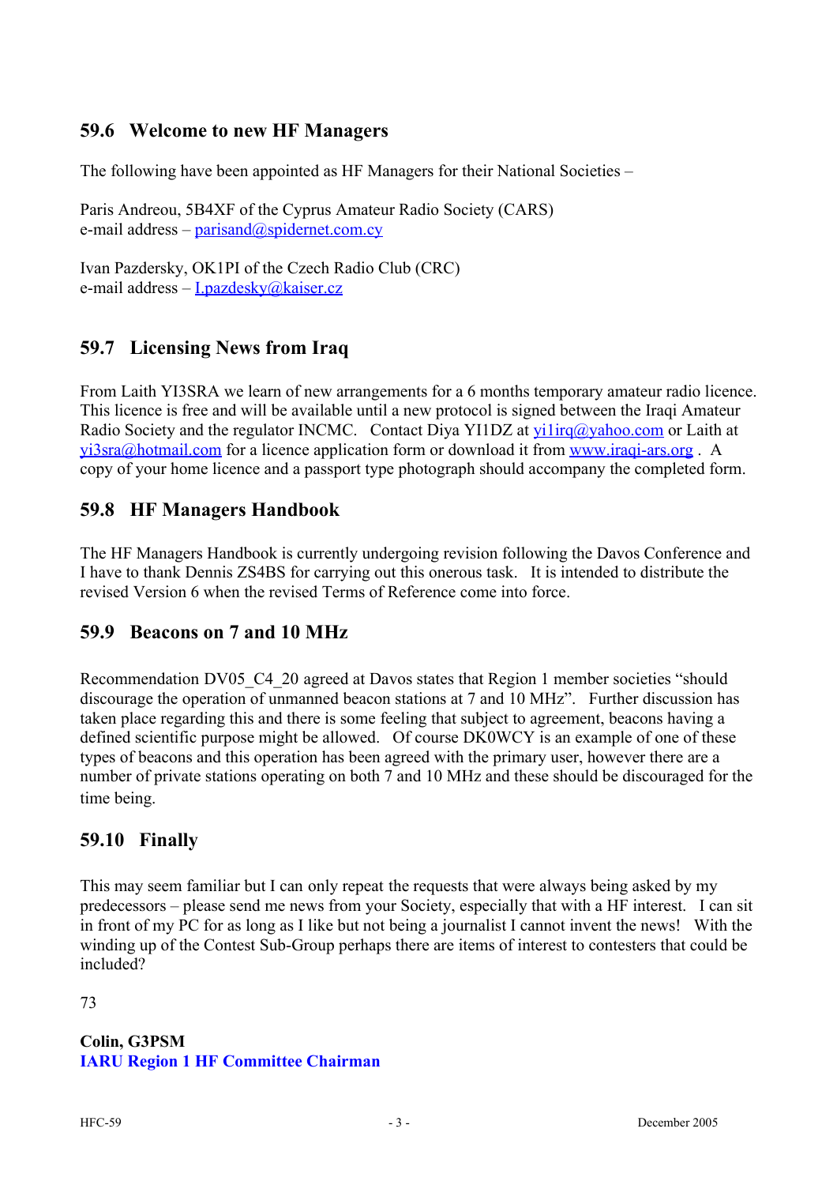## 59.6 Welcome to new HF Managers

The following have been appointed as HF Managers for their National Societies –

Paris Andreou, 5B4XF of the Cyprus Amateur Radio Society (CARS)
e-mail address – parisand@spidernet.com.cy

Ivan Pazdersky, OK1PI of the Czech Radio Club (CRC)
e-mail address – I.pazdesky@kaiser.cz

## 59.7 Licensing News from Iraq

From Laith YI3SRA we learn of new arrangements for a 6 months temporary amateur radio licence. This licence is free and will be available until a new protocol is signed between the Iraqi Amateur Radio Society and the regulator INCMC. Contact Diya YI1DZ at yi1irq@yahoo.com or Laith at yi3sra@hotmail.com for a licence application form or download it from www.iraqi-ars.org . A copy of your home licence and a passport type photograph should accompany the completed form.

## 59.8 HF Managers Handbook

The HF Managers Handbook is currently undergoing revision following the Davos Conference and I have to thank Dennis ZS4BS for carrying out this onerous task. It is intended to distribute the revised Version 6 when the revised Terms of Reference come into force.

## 59.9 Beacons on 7 and 10 MHz

Recommendation DV05_C4_20 agreed at Davos states that Region 1 member societies "should discourage the operation of unmanned beacon stations at 7 and 10 MHz". Further discussion has taken place regarding this and there is some feeling that subject to agreement, beacons having a defined scientific purpose might be allowed. Of course DK0WCY is an example of one of these types of beacons and this operation has been agreed with the primary user, however there are a number of private stations operating on both 7 and 10 MHz and these should be discouraged for the time being.

## 59.10 Finally

This may seem familiar but I can only repeat the requests that were always being asked by my predecessors – please send me news from your Society, especially that with a HF interest. I can sit in front of my PC for as long as I like but not being a journalist I cannot invent the news! With the winding up of the Contest Sub-Group perhaps there are items of interest to contesters that could be included?

73

**Colin, G3PSM**
**IARU Region 1 HF Committee Chairman**